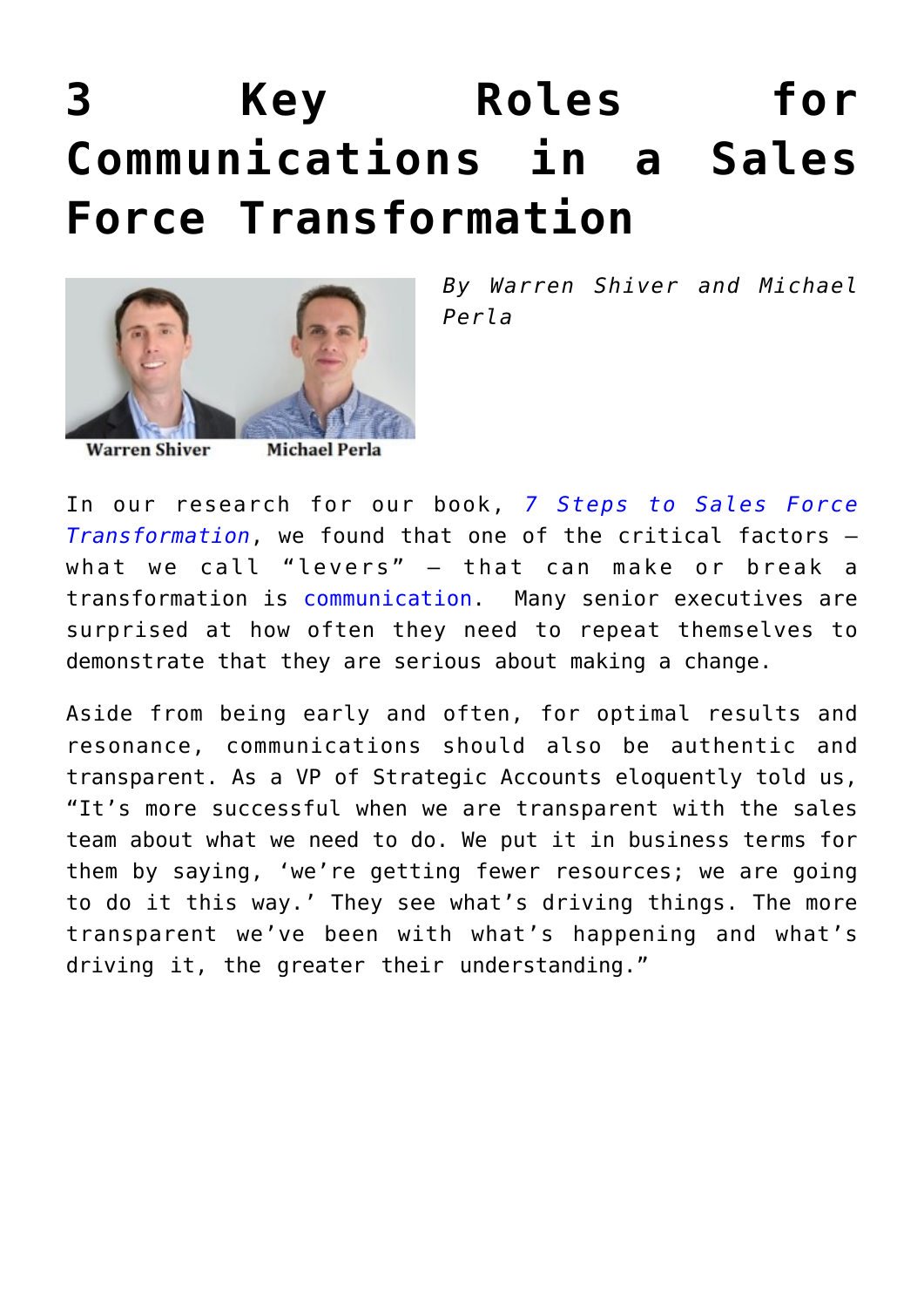# 3 Key Roles for Communications in a Sales Force Transformation

*By Warren Shiver and Michael Perla*

Warren Shiver Michael Perla

In our research for our book, *7 Steps to Sales Force Transformation*, we found that one of the critical factors – what we call "levers" – that can make or break a transformation is communication. Many senior executives are surprised at how often they need to repeat themselves to demonstrate that they are serious about making a change.

Aside from being early and often, for optimal results and resonance, communications should also be authentic and transparent. As a VP of Strategic Accounts eloquently told us, "It's more successful when we are transparent with the sales team about what we need to do. We put it in business terms for them by saying, 'we're getting fewer resources; we are going to do it this way.' They see what's driving things. The more transparent we've been with what's happening and what's driving it, the greater their understanding."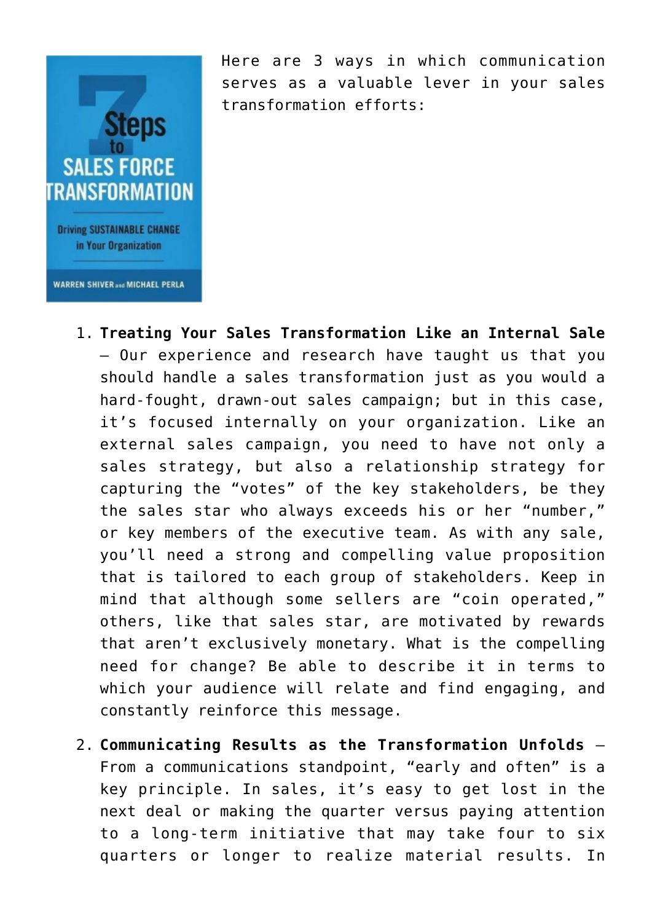Here are 3 ways in which communication serves as a valuable lever in your sales transformation efforts:

1. **Treating Your Sales Transformation Like an Internal Sale** – Our experience and research have taught us that you should handle a sales transformation just as you would a hard-fought, drawn-out sales campaign; but in this case, it's focused internally on your organization. Like an external sales campaign, you need to have not only a sales strategy, but also a relationship strategy for capturing the "votes" of the key stakeholders, be they the sales star who always exceeds his or her "number," or key members of the executive team. As with any sale, you'll need a strong and compelling value proposition that is tailored to each group of stakeholders. Keep in mind that although some sellers are "coin operated," others, like that sales star, are motivated by rewards that aren't exclusively monetary. What is the compelling need for change? Be able to describe it in terms to which your audience will relate and find engaging, and constantly reinforce this message.
2. **Communicating Results as the Transformation Unfolds** – From a communications standpoint, "early and often" is a key principle. In sales, it's easy to get lost in the next deal or making the quarter versus paying attention to a long-term initiative that may take four to six quarters or longer to realize material results. In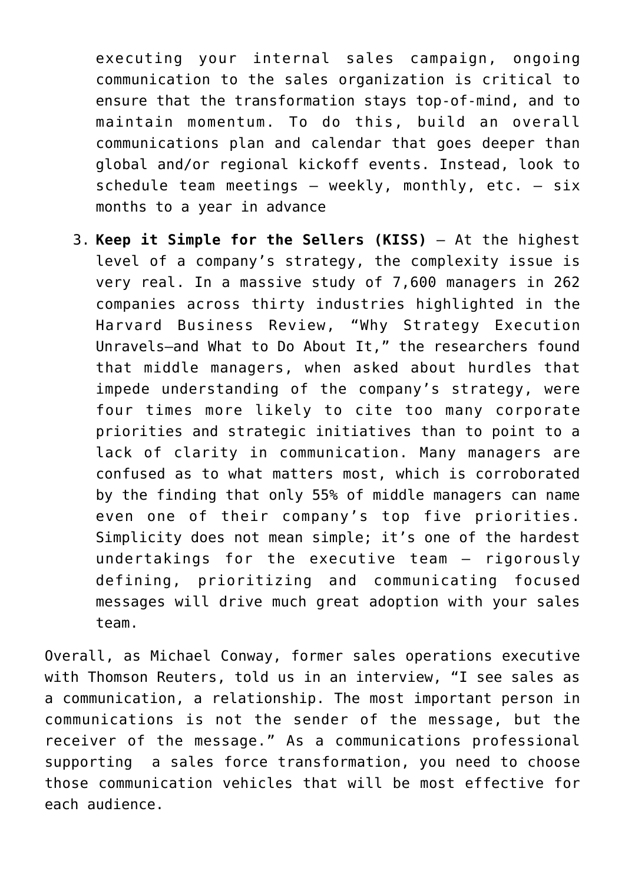executing your internal sales campaign, ongoing communication to the sales organization is critical to ensure that the transformation stays top-of-mind, and to maintain momentum. To do this, build an overall communications plan and calendar that goes deeper than global and/or regional kickoff events. Instead, look to schedule team meetings – weekly, monthly, etc. – six months to a year in advance

3. **Keep it Simple for the Sellers (KISS)** – At the highest level of a company's strategy, the complexity issue is very real. In a massive study of 7,600 managers in 262 companies across thirty industries highlighted in the Harvard Business Review, "Why Strategy Execution Unravels—and What to Do About It," the researchers found that middle managers, when asked about hurdles that impede understanding of the company's strategy, were four times more likely to cite too many corporate priorities and strategic initiatives than to point to a lack of clarity in communication. Many managers are confused as to what matters most, which is corroborated by the finding that only 55% of middle managers can name even one of their company's top five priorities. Simplicity does not mean simple; it's one of the hardest undertakings for the executive team – rigorously defining, prioritizing and communicating focused messages will drive much great adoption with your sales team.

Overall, as Michael Conway, former sales operations executive with Thomson Reuters, told us in an interview, "I see sales as a communication, a relationship. The most important person in communications is not the sender of the message, but the receiver of the message." As a communications professional supporting a sales force transformation, you need to choose those communication vehicles that will be most effective for each audience.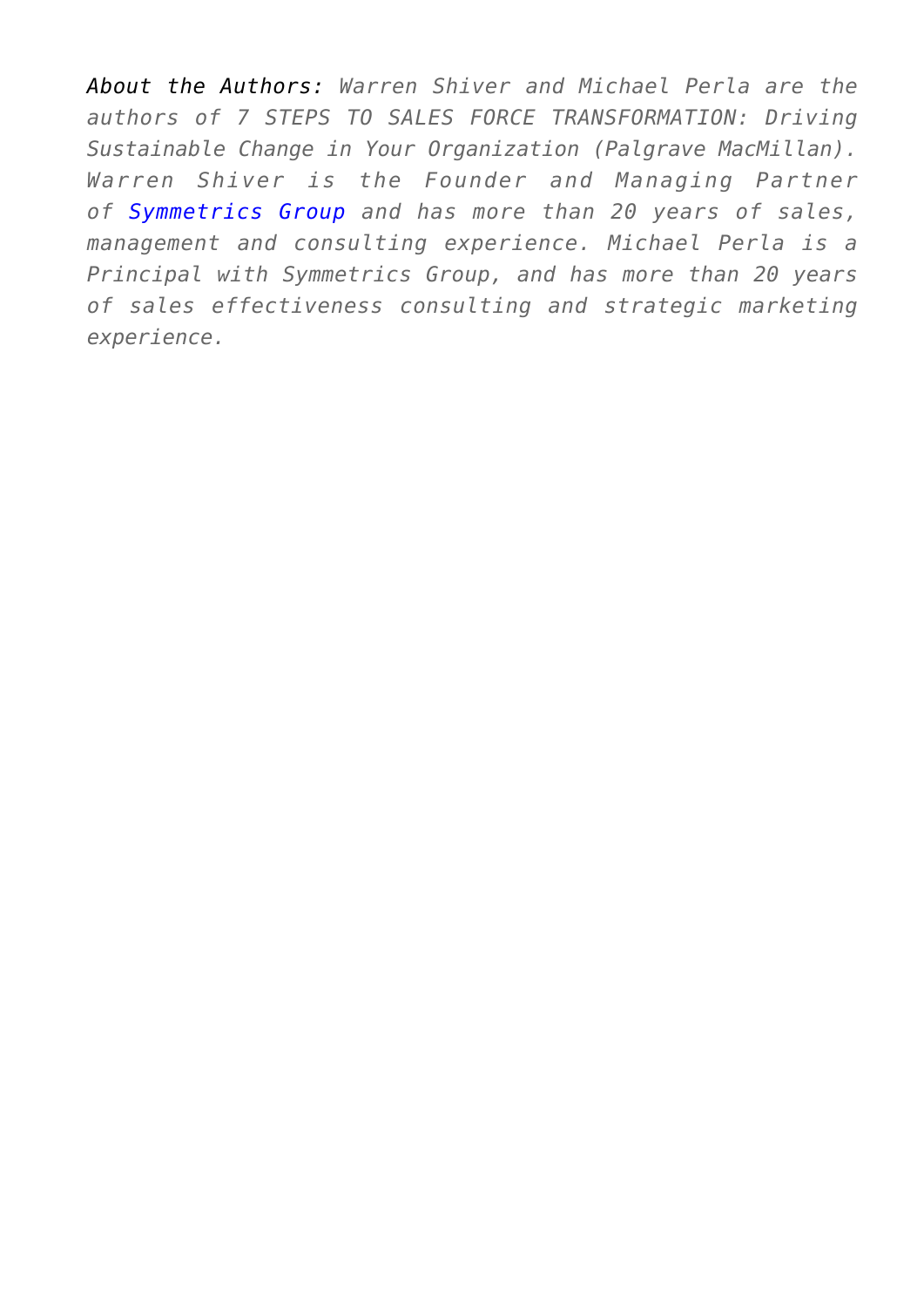About the Authors: *Warren Shiver and Michael Perla are the authors of 7 STEPS TO SALES FORCE TRANSFORMATION: Driving Sustainable Change in Your Organization (Palgrave MacMillan). Warren Shiver is the Founder and Managing Partner of Symmetrics Group and has more than 20 years of sales, management and consulting experience. Michael Perla is a Principal with Symmetrics Group, and has more than 20 years of sales effectiveness consulting and strategic marketing experience.*